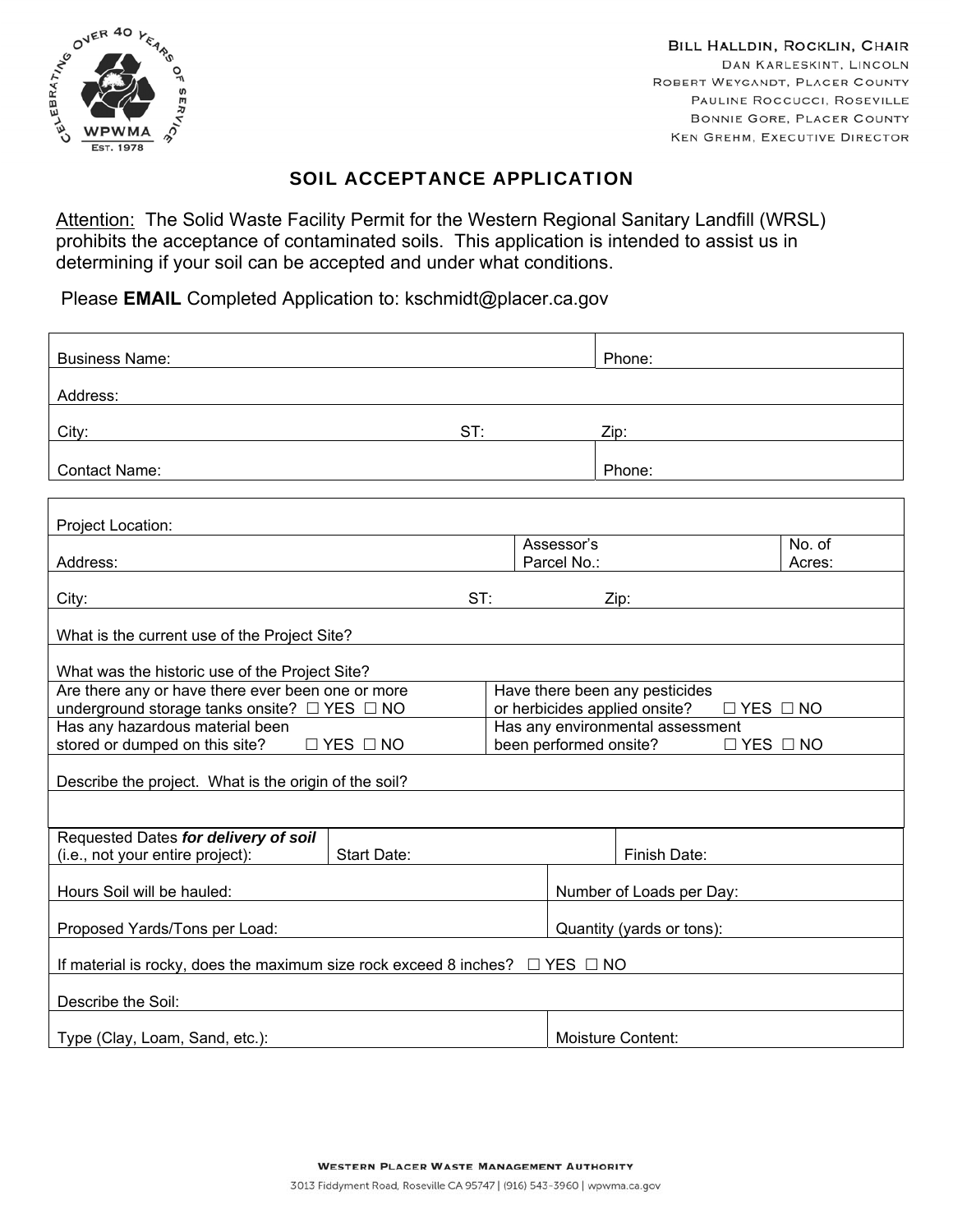Bill Halldin, Rocklin, Chair
Dan Karleskint, Lincoln
Robert Weygandt, Placer County
Pauline Roccucci, Roseville
Bonnie Gore, Placer County
Ken Grehm, Executive Director

# SOIL ACCEPTANCE APPLICATION

Attention: The Solid Waste Facility Permit for the Western Regional Sanitary Landfill (WRSL) prohibits the acceptance of contaminated soils. This application is intended to assist us in determining if your soil can be accepted and under what conditions.

Please **EMAIL** Completed Application to: kschmidt@placer.ca.gov

| | | |
|---|---|---|
| Business Name: | | Phone: |
| Address: | | |
| City: | ST: | Zip: |
| Contact Name: | | Phone: |

| | | |
|---|---|---|
| Project Location: | | |
| Address: | Assessor's Parcel No.: | No. of Acres: |
| City: | ST: | Zip: |
| What is the current use of the Project Site? | | |
| What was the historic use of the Project Site? | | |
| Are there any or have there ever been one or more underground storage tanks onsite? ☐ YES ☐ NO | Have there been any pesticides or herbicides applied onsite? ☐ YES ☐ NO | |
| Has any hazardous material been stored or dumped on this site? ☐ YES ☐ NO | Has any environmental assessment been performed onsite? ☐ YES ☐ NO | |
| Describe the project. What is the origin of the soil? | | |
| | | |

| | | |
|---|---|---|
| Requested Dates ***for delivery of soil*** (i.e., not your entire project): | Start Date: | Finish Date: |
| Hours Soil will be hauled: | | Number of Loads per Day: |
| Proposed Yards/Tons per Load: | | Quantity (yards or tons): |
| If material is rocky, does the maximum size rock exceed 8 inches? ☐ YES ☐ NO | | |
| Describe the Soil: | | |
| Type (Clay, Loam, Sand, etc.): | | Moisture Content: |

Western Placer Waste Management Authority
3013 Fiddyment Road, Roseville CA 95747 | (916) 543-3960 | wpwma.ca.gov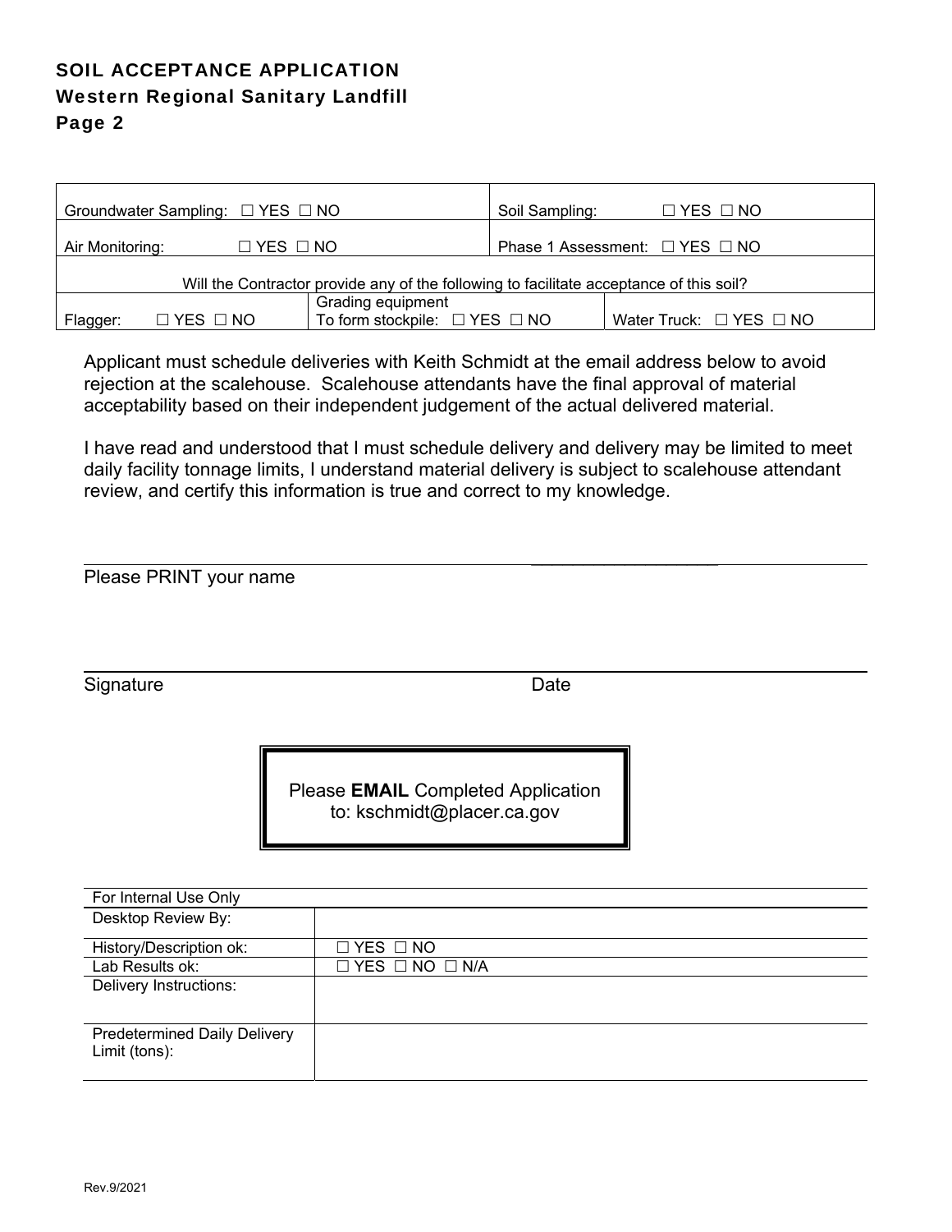**SOIL ACCEPTANCE APPLICATION**
**Western Regional Sanitary Landfill**
**Page 2**

| | | | |
|---|---|---|---|
| Groundwater Sampling: ☐ YES ☐ NO | | Soil Sampling: ☐ YES ☐ NO | |
| Air Monitoring: ☐ YES ☐ NO | | Phase 1 Assessment: ☐ YES ☐ NO | |
| Will the Contractor provide any of the following to facilitate acceptance of this soil? | | | |
| Flagger: ☐ YES ☐ NO | Grading equipment To form stockpile: ☐ YES ☐ NO | | Water Truck: ☐ YES ☐ NO |

Applicant must schedule deliveries with Keith Schmidt at the email address below to avoid rejection at the scalehouse. Scalehouse attendants have the final approval of material acceptability based on their independent judgement of the actual delivered material.

I have read and understood that I must schedule delivery and delivery may be limited to meet daily facility tonnage limits, I understand material delivery is subject to scalehouse attendant review, and certify this information is true and correct to my knowledge.

______________________________________________

Please PRINT your name

______________________________________________

Signature                                        Date

Please **EMAIL** Completed Application to: kschmidt@placer.ca.gov

| For Internal Use Only | |
|---|---|
| Desktop Review By: | |
| History/Description ok: | ☐ YES ☐ NO |
| Lab Results ok: | ☐ YES ☐ NO ☐ N/A |
| Delivery Instructions: | |
| Predetermined Daily Delivery Limit (tons): | |

Rev.9/2021